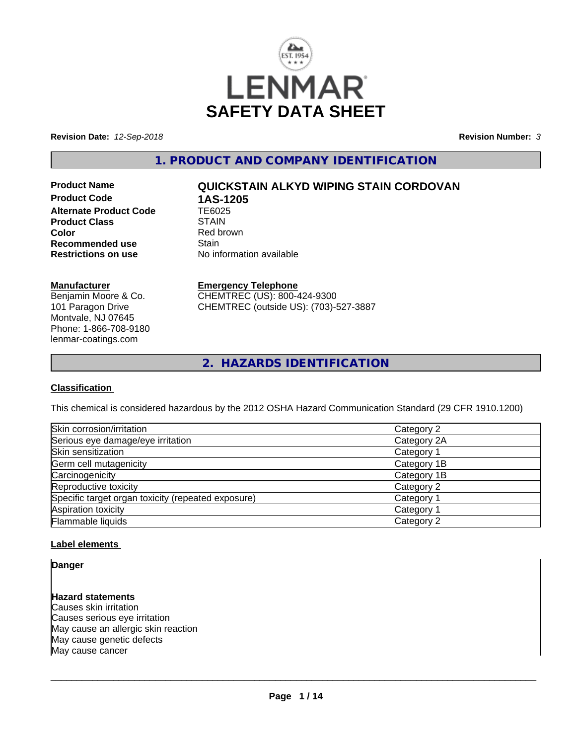# LENMAR SAFETY DATA SHEET

**Revision Date:** *12-Sep-2018*

**Revision Number:** *3*

## 1. PRODUCT AND COMPANY IDENTIFICATION

| | |
|---|---|
| **Product Name** | **QUICKSTAIN ALKYD WIPING STAIN CORDOVAN** |
| **Product Code** | **1AS-1205** |
| **Alternate Product Code** | TE6025 |
| **Product Class** | STAIN |
| **Color** | Red brown |
| **Recommended use** | Stain |
| **Restrictions on use** | No information available |

**Manufacturer**
Benjamin Moore & Co.
101 Paragon Drive
Montvale, NJ 07645
Phone: 1-866-708-9180
lenmar-coatings.com

**Emergency Telephone**
CHEMTREC (US): 800-424-9300
CHEMTREC (outside US): (703)-527-3887

## 2. HAZARDS IDENTIFICATION

**Classification**

This chemical is considered hazardous by the 2012 OSHA Hazard Communication Standard (29 CFR 1910.1200)

| | |
|---|---|
| Skin corrosion/irritation | Category 2 |
| Serious eye damage/eye irritation | Category 2A |
| Skin sensitization | Category 1 |
| Germ cell mutagenicity | Category 1B |
| Carcinogenicity | Category 1B |
| Reproductive toxicity | Category 2 |
| Specific target organ toxicity (repeated exposure) | Category 1 |
| Aspiration toxicity | Category 1 |
| Flammable liquids | Category 2 |

**Label elements**

**Danger**

**Hazard statements**
Causes skin irritation
Causes serious eye irritation
May cause an allergic skin reaction
May cause genetic defects
May cause cancer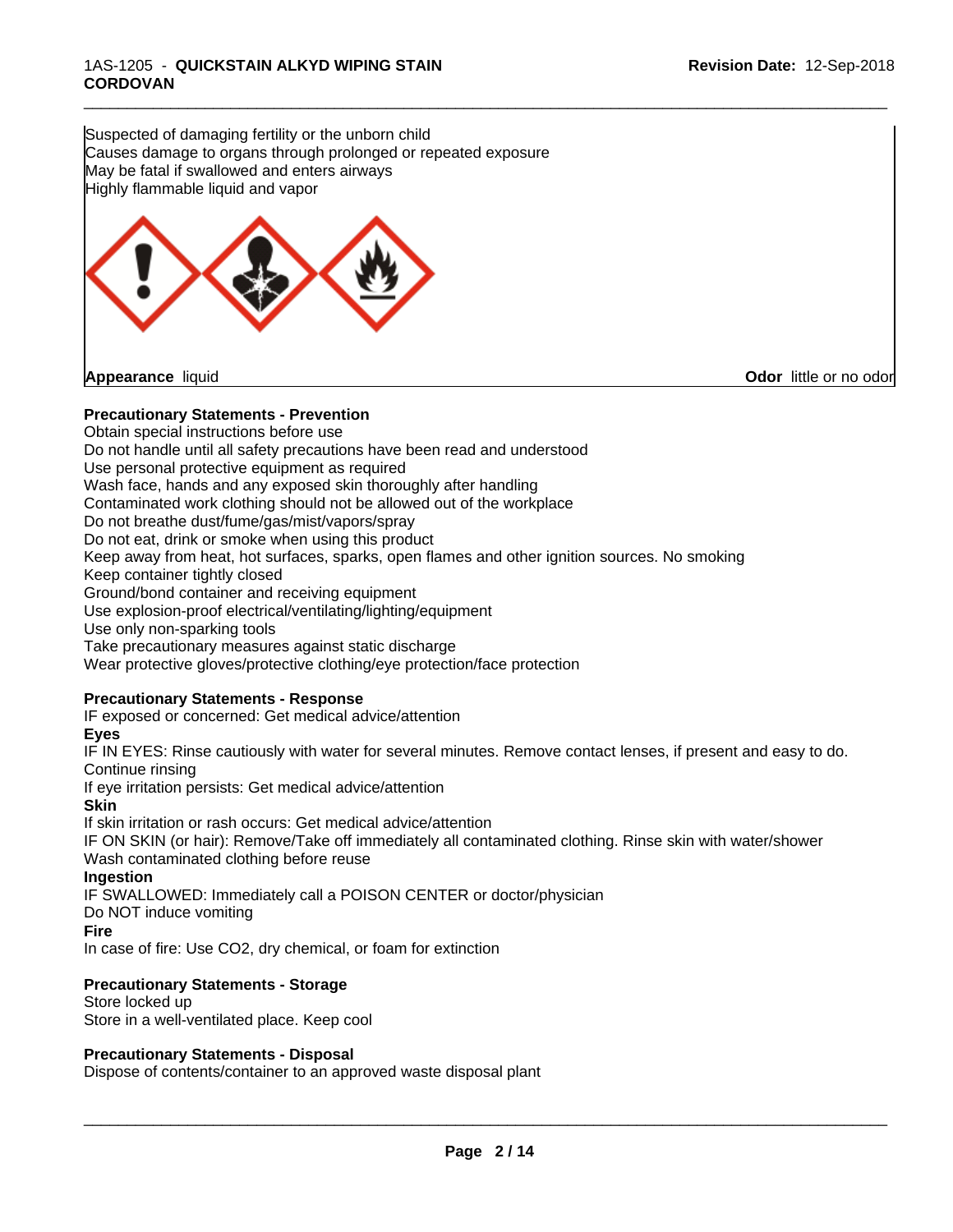Suspected of damaging fertility or the unborn child
Causes damage to organs through prolonged or repeated exposure
May be fatal if swallowed and enters airways
Highly flammable liquid and vapor

**Appearance** liquid **Odor** little or no odor

**Precautionary Statements - Prevention**

Obtain special instructions before use
Do not handle until all safety precautions have been read and understood
Use personal protective equipment as required
Wash face, hands and any exposed skin thoroughly after handling
Contaminated work clothing should not be allowed out of the workplace
Do not breathe dust/fume/gas/mist/vapors/spray
Do not eat, drink or smoke when using this product
Keep away from heat, hot surfaces, sparks, open flames and other ignition sources. No smoking
Keep container tightly closed
Ground/bond container and receiving equipment
Use explosion-proof electrical/ventilating/lighting/equipment
Use only non-sparking tools
Take precautionary measures against static discharge
Wear protective gloves/protective clothing/eye protection/face protection

**Precautionary Statements - Response**

IF exposed or concerned: Get medical advice/attention

**Eyes**

IF IN EYES: Rinse cautiously with water for several minutes. Remove contact lenses, if present and easy to do. Continue rinsing
If eye irritation persists: Get medical advice/attention

**Skin**

If skin irritation or rash occurs: Get medical advice/attention
IF ON SKIN (or hair): Remove/Take off immediately all contaminated clothing. Rinse skin with water/shower
Wash contaminated clothing before reuse

**Ingestion**

IF SWALLOWED: Immediately call a POISON CENTER or doctor/physician
Do NOT induce vomiting

**Fire**

In case of fire: Use CO2, dry chemical, or foam for extinction

**Precautionary Statements - Storage**

Store locked up
Store in a well-ventilated place. Keep cool

**Precautionary Statements - Disposal**

Dispose of contents/container to an approved waste disposal plant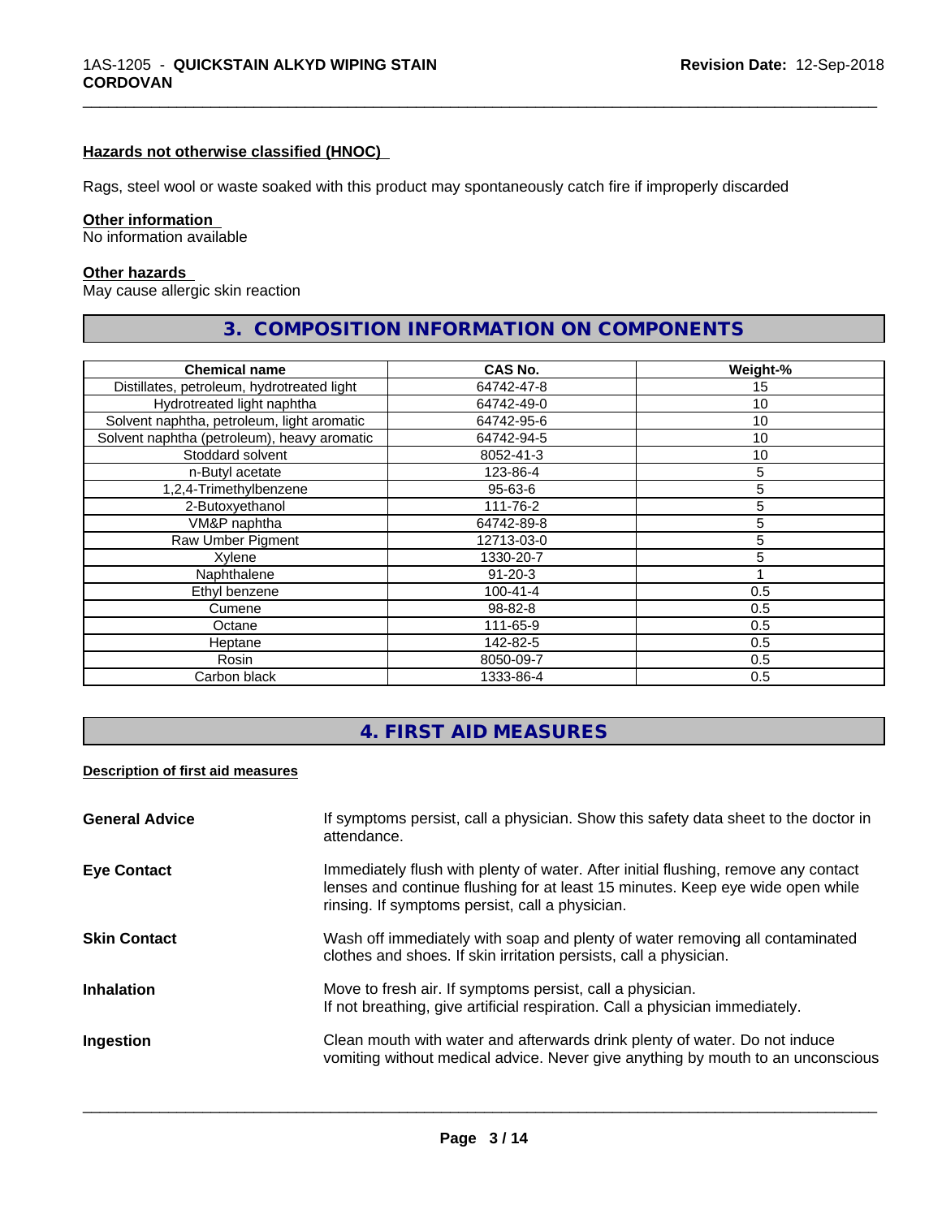#### Hazards not otherwise classified (HNOC)

Rags, steel wool or waste soaked with this product may spontaneously catch fire if improperly discarded

#### Other information

No information available

#### Other hazards

May cause allergic skin reaction

## 3. COMPOSITION INFORMATION ON COMPONENTS

| Chemical name | CAS No. | Weight-% |
|---|---|---|
| Distillates, petroleum, hydrotreated light | 64742-47-8 | 15 |
| Hydrotreated light naphtha | 64742-49-0 | 10 |
| Solvent naphtha, petroleum, light aromatic | 64742-95-6 | 10 |
| Solvent naphtha (petroleum), heavy aromatic | 64742-94-5 | 10 |
| Stoddard solvent | 8052-41-3 | 10 |
| n-Butyl acetate | 123-86-4 | 5 |
| 1,2,4-Trimethylbenzene | 95-63-6 | 5 |
| 2-Butoxyethanol | 111-76-2 | 5 |
| VM&P naphtha | 64742-89-8 | 5 |
| Raw Umber Pigment | 12713-03-0 | 5 |
| Xylene | 1330-20-7 | 5 |
| Naphthalene | 91-20-3 | 1 |
| Ethyl benzene | 100-41-4 | 0.5 |
| Cumene | 98-82-8 | 0.5 |
| Octane | 111-65-9 | 0.5 |
| Heptane | 142-82-5 | 0.5 |
| Rosin | 8050-09-7 | 0.5 |
| Carbon black | 1333-86-4 | 0.5 |

## 4. FIRST AID MEASURES

#### Description of first aid measures

**General Advice** If symptoms persist, call a physician. Show this safety data sheet to the doctor in attendance.

**Eye Contact** Immediately flush with plenty of water. After initial flushing, remove any contact lenses and continue flushing for at least 15 minutes. Keep eye wide open while rinsing. If symptoms persist, call a physician.

**Skin Contact** Wash off immediately with soap and plenty of water removing all contaminated clothes and shoes. If skin irritation persists, call a physician.

**Inhalation** Move to fresh air. If symptoms persist, call a physician.
If not breathing, give artificial respiration. Call a physician immediately.

**Ingestion** Clean mouth with water and afterwards drink plenty of water. Do not induce vomiting without medical advice. Never give anything by mouth to an unconscious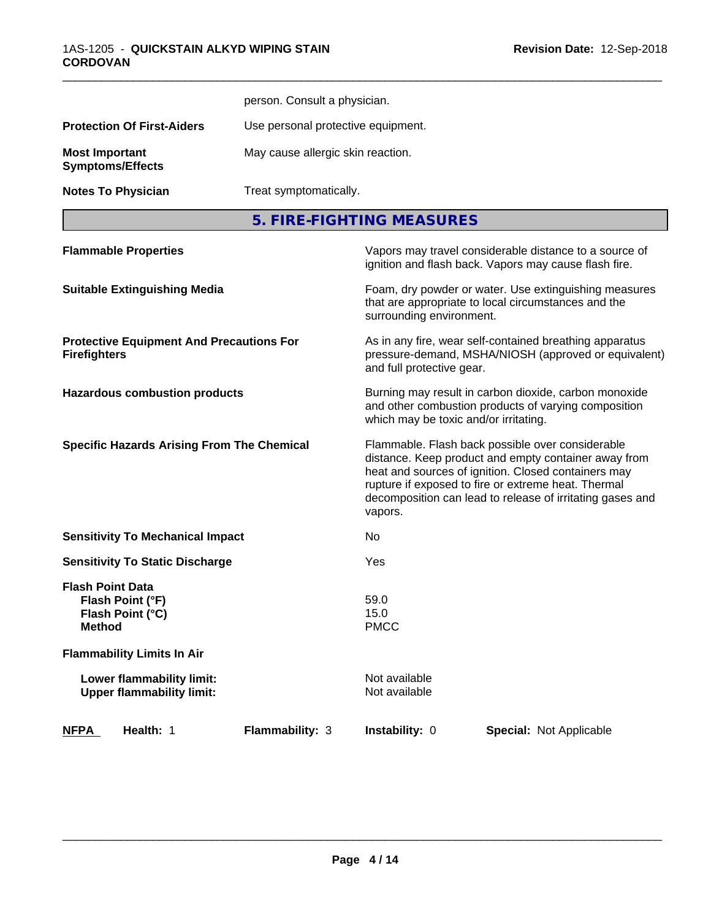| | |
|---|---|
| | person. Consult a physician. |
| **Protection Of First-Aiders** | Use personal protective equipment. |
| **Most Important Symptoms/Effects** | May cause allergic skin reaction. |
| **Notes To Physician** | Treat symptomatically. |

## 5. FIRE-FIGHTING MEASURES

| | |
|---|---|
| **Flammable Properties** | Vapors may travel considerable distance to a source of ignition and flash back. Vapors may cause flash fire. |
| **Suitable Extinguishing Media** | Foam, dry powder or water. Use extinguishing measures that are appropriate to local circumstances and the surrounding environment. |
| **Protective Equipment And Precautions For Firefighters** | As in any fire, wear self-contained breathing apparatus pressure-demand, MSHA/NIOSH (approved or equivalent) and full protective gear. |
| **Hazardous combustion products** | Burning may result in carbon dioxide, carbon monoxide and other combustion products of varying composition which may be toxic and/or irritating. |
| **Specific Hazards Arising From The Chemical** | Flammable. Flash back possible over considerable distance. Keep product and empty container away from heat and sources of ignition. Closed containers may rupture if exposed to fire or extreme heat. Thermal decomposition can lead to release of irritating gases and vapors. |
| **Sensitivity To Mechanical Impact** | No |
| **Sensitivity To Static Discharge** | Yes |

**Flash Point Data**

| | |
|---|---|
| **Flash Point (°F)** | 59.0 |
| **Flash Point (°C)** | 15.0 |
| **Method** | PMCC |

**Flammability Limits In Air**

| | |
|---|---|
| **Lower flammability limit:** | Not available |
| **Upper flammability limit:** | Not available |

| **NFPA** | **Health:** 1 | **Flammability:** 3 | **Instability:** 0 | **Special:** Not Applicable |
|---|---|---|---|---|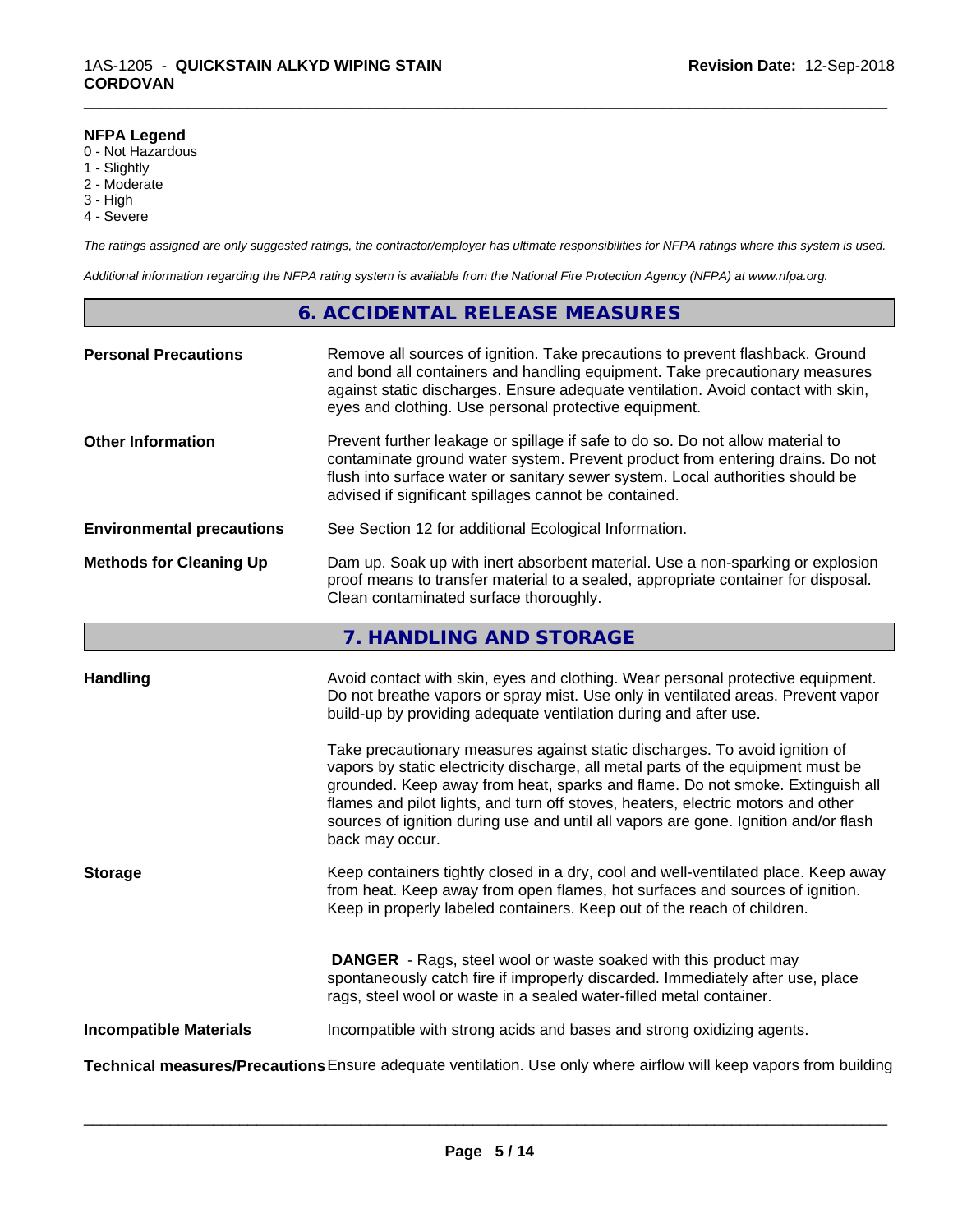**NFPA Legend**
0 - Not Hazardous
1 - Slightly
2 - Moderate
3 - High
4 - Severe

*The ratings assigned are only suggested ratings, the contractor/employer has ultimate responsibilities for NFPA ratings where this system is used.*

*Additional information regarding the NFPA rating system is available from the National Fire Protection Agency (NFPA) at www.nfpa.org.*

## 6. ACCIDENTAL RELEASE MEASURES

**Personal Precautions**
Remove all sources of ignition. Take precautions to prevent flashback. Ground and bond all containers and handling equipment. Take precautionary measures against static discharges. Ensure adequate ventilation. Avoid contact with skin, eyes and clothing. Use personal protective equipment.

**Other Information**
Prevent further leakage or spillage if safe to do so. Do not allow material to contaminate ground water system. Prevent product from entering drains. Do not flush into surface water or sanitary sewer system. Local authorities should be advised if significant spillages cannot be contained.

**Environmental precautions**
See Section 12 for additional Ecological Information.

**Methods for Cleaning Up**
Dam up. Soak up with inert absorbent material. Use a non-sparking or explosion proof means to transfer material to a sealed, appropriate container for disposal. Clean contaminated surface thoroughly.

## 7. HANDLING AND STORAGE

**Handling**
Avoid contact with skin, eyes and clothing. Wear personal protective equipment. Do not breathe vapors or spray mist. Use only in ventilated areas. Prevent vapor build-up by providing adequate ventilation during and after use.

Take precautionary measures against static discharges. To avoid ignition of vapors by static electricity discharge, all metal parts of the equipment must be grounded. Keep away from heat, sparks and flame. Do not smoke. Extinguish all flames and pilot lights, and turn off stoves, heaters, electric motors and other sources of ignition during use and until all vapors are gone. Ignition and/or flash back may occur.

**Storage**
Keep containers tightly closed in a dry, cool and well-ventilated place. Keep away from heat. Keep away from open flames, hot surfaces and sources of ignition. Keep in properly labeled containers. Keep out of the reach of children.

**DANGER** - Rags, steel wool or waste soaked with this product may spontaneously catch fire if improperly discarded. Immediately after use, place rags, steel wool or waste in a sealed water-filled metal container.

**Incompatible Materials**
Incompatible with strong acids and bases and strong oxidizing agents.

**Technical measures/Precautions** Ensure adequate ventilation. Use only where airflow will keep vapors from building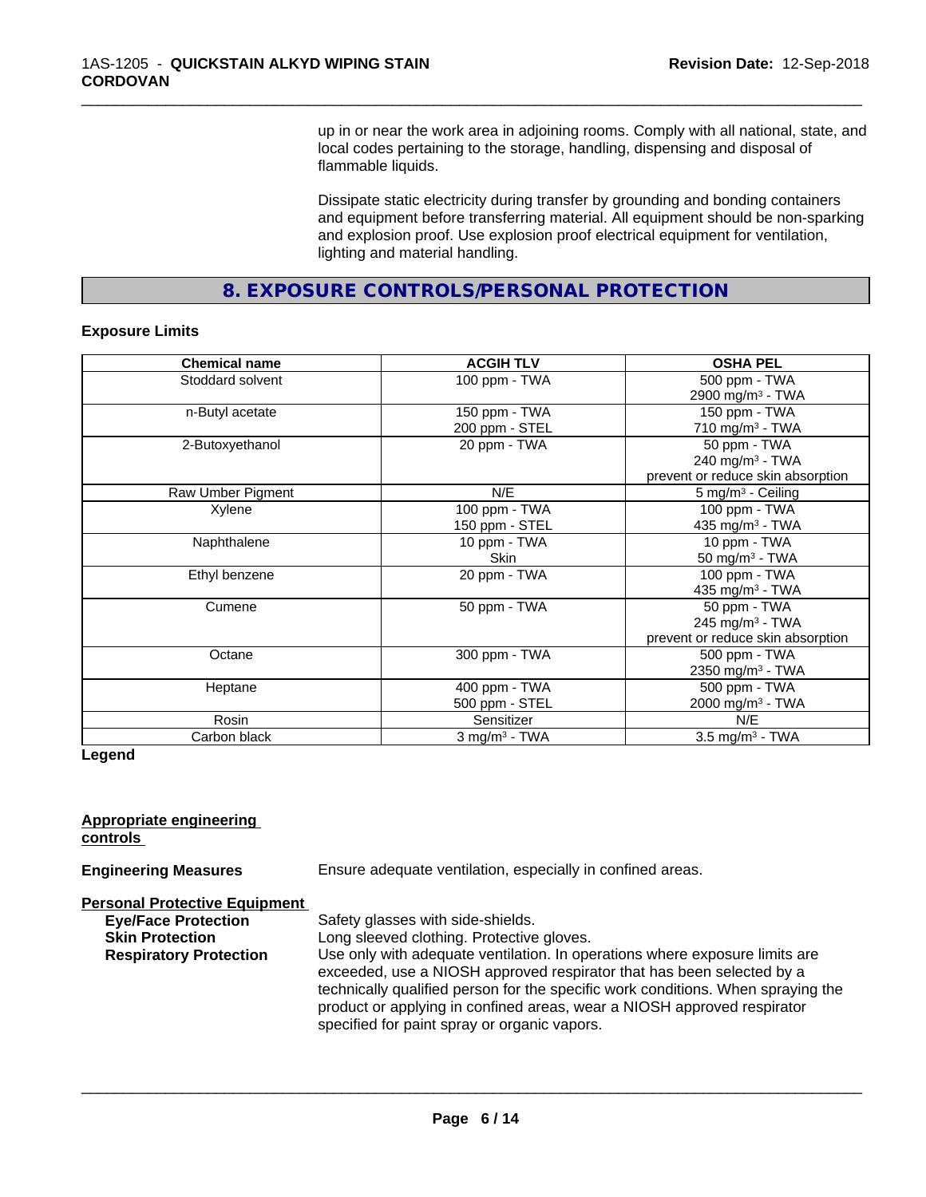up in or near the work area in adjoining rooms. Comply with all national, state, and local codes pertaining to the storage, handling, dispensing and disposal of flammable liquids.

Dissipate static electricity during transfer by grounding and bonding containers and equipment before transferring material. All equipment should be non-sparking and explosion proof. Use explosion proof electrical equipment for ventilation, lighting and material handling.

## 8. EXPOSURE CONTROLS/PERSONAL PROTECTION

**Exposure Limits**

| Chemical name | ACGIH TLV | OSHA PEL |
|---|---|---|
| Stoddard solvent | 100 ppm - TWA | 500 ppm - TWA<br>2900 mg/m³ - TWA |
| n-Butyl acetate | 150 ppm - TWA<br>200 ppm - STEL | 150 ppm - TWA<br>710 mg/m³ - TWA |
| 2-Butoxyethanol | 20 ppm - TWA | 50 ppm - TWA<br>240 mg/m³ - TWA<br>prevent or reduce skin absorption |
| Raw Umber Pigment | N/E | 5 mg/m³ - Ceiling |
| Xylene | 100 ppm - TWA<br>150 ppm - STEL | 100 ppm - TWA<br>435 mg/m³ - TWA |
| Naphthalene | 10 ppm - TWA<br>Skin | 10 ppm - TWA<br>50 mg/m³ - TWA |
| Ethyl benzene | 20 ppm - TWA | 100 ppm - TWA<br>435 mg/m³ - TWA |
| Cumene | 50 ppm - TWA | 50 ppm - TWA<br>245 mg/m³ - TWA<br>prevent or reduce skin absorption |
| Octane | 300 ppm - TWA | 500 ppm - TWA<br>2350 mg/m³ - TWA |
| Heptane | 400 ppm - TWA<br>500 ppm - STEL | 500 ppm - TWA<br>2000 mg/m³ - TWA |
| Rosin | Sensitizer | N/E |
| Carbon black | 3 mg/m³ - TWA | 3.5 mg/m³ - TWA |

**Legend**

**Appropriate engineering controls**

**Engineering Measures** Ensure adequate ventilation, especially in confined areas.

**Personal Protective Equipment**

- **Eye/Face Protection** Safety glasses with side-shields.
- **Skin Protection** Long sleeved clothing. Protective gloves.
- **Respiratory Protection** Use only with adequate ventilation. In operations where exposure limits are exceeded, use a NIOSH approved respirator that has been selected by a technically qualified person for the specific work conditions. When spraying the product or applying in confined areas, wear a NIOSH approved respirator specified for paint spray or organic vapors.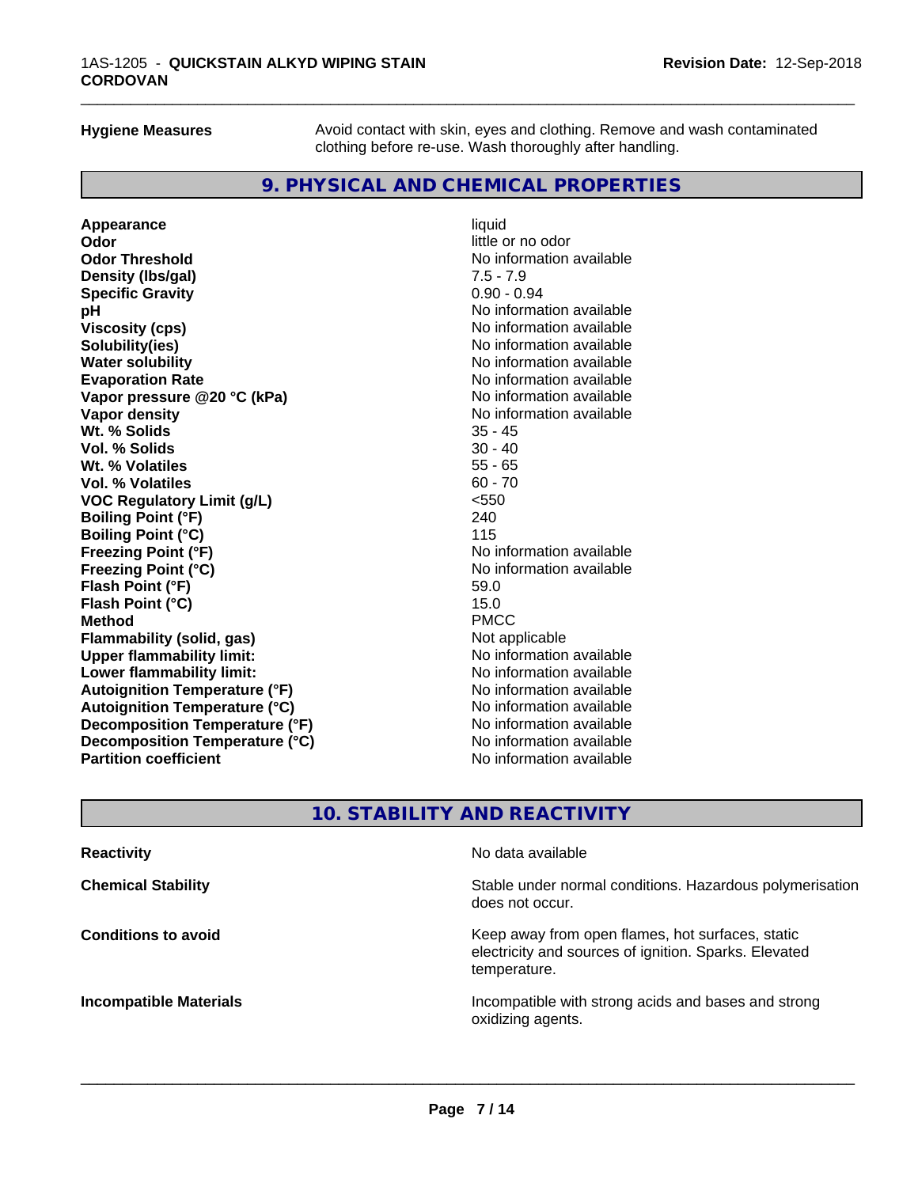**Hygiene Measures** Avoid contact with skin, eyes and clothing. Remove and wash contaminated clothing before re-use. Wash thoroughly after handling.

## 9. PHYSICAL AND CHEMICAL PROPERTIES

| | |
|---|---|
| **Appearance** | liquid |
| **Odor** | little or no odor |
| **Odor Threshold** | No information available |
| **Density (lbs/gal)** | 7.5 - 7.9 |
| **Specific Gravity** | 0.90 - 0.94 |
| **pH** | No information available |
| **Viscosity (cps)** | No information available |
| **Solubility(ies)** | No information available |
| **Water solubility** | No information available |
| **Evaporation Rate** | No information available |
| **Vapor pressure @20 °C (kPa)** | No information available |
| **Vapor density** | No information available |
| **Wt. % Solids** | 35 - 45 |
| **Vol. % Solids** | 30 - 40 |
| **Wt. % Volatiles** | 55 - 65 |
| **Vol. % Volatiles** | 60 - 70 |
| **VOC Regulatory Limit (g/L)** | <550 |
| **Boiling Point (°F)** | 240 |
| **Boiling Point (°C)** | 115 |
| **Freezing Point (°F)** | No information available |
| **Freezing Point (°C)** | No information available |
| **Flash Point (°F)** | 59.0 |
| **Flash Point (°C)** | 15.0 |
| **Method** | PMCC |
| **Flammability (solid, gas)** | Not applicable |
| **Upper flammability limit:** | No information available |
| **Lower flammability limit:** | No information available |
| **Autoignition Temperature (°F)** | No information available |
| **Autoignition Temperature (°C)** | No information available |
| **Decomposition Temperature (°F)** | No information available |
| **Decomposition Temperature (°C)** | No information available |
| **Partition coefficient** | No information available |

## 10. STABILITY AND REACTIVITY

| | |
|---|---|
| **Reactivity** | No data available |
| **Chemical Stability** | Stable under normal conditions. Hazardous polymerisation does not occur. |
| **Conditions to avoid** | Keep away from open flames, hot surfaces, static electricity and sources of ignition. Sparks. Elevated temperature. |
| **Incompatible Materials** | Incompatible with strong acids and bases and strong oxidizing agents. |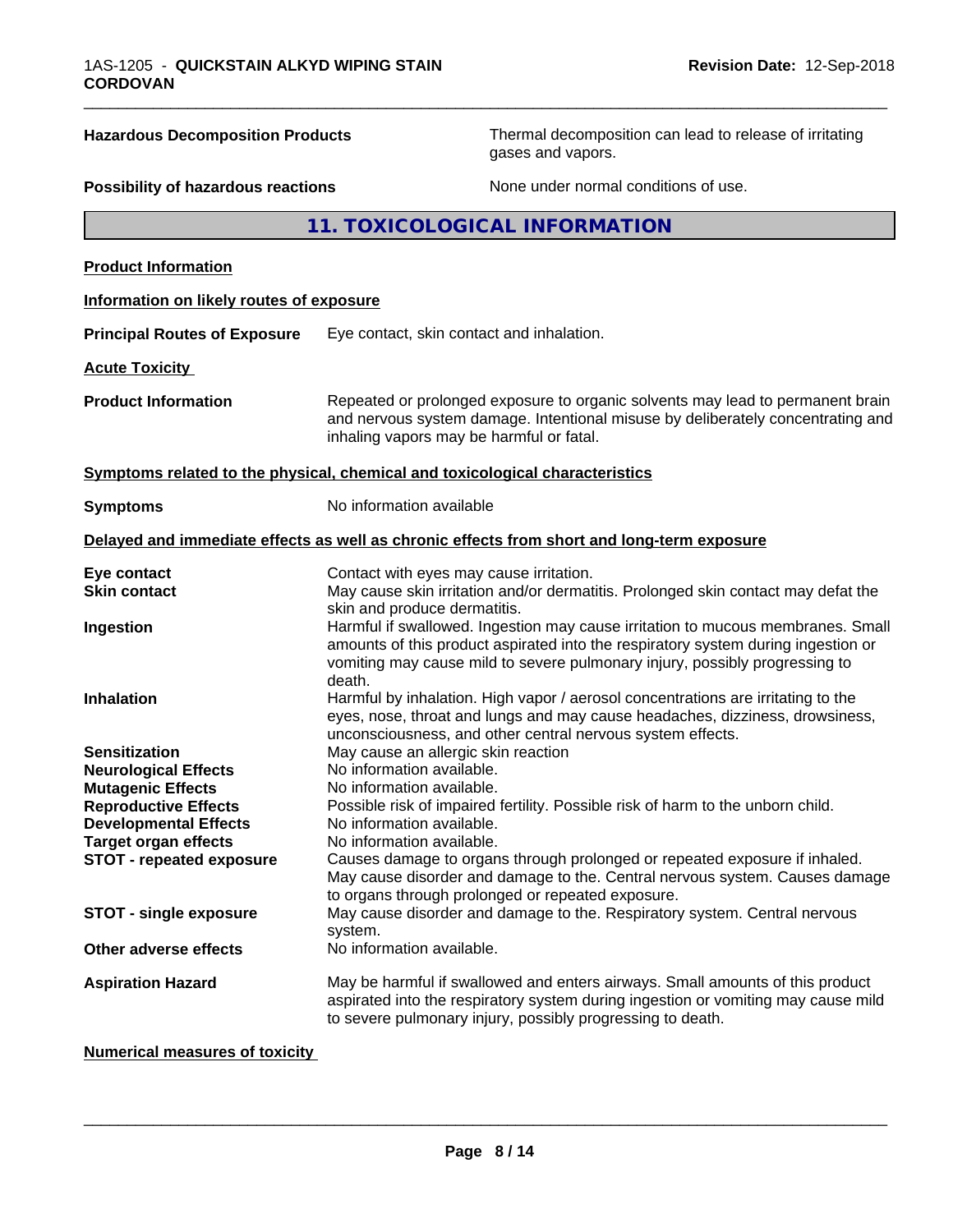| | |
|---|---|
| **Hazardous Decomposition Products** | Thermal decomposition can lead to release of irritating gases and vapors. |
| **Possibility of hazardous reactions** | None under normal conditions of use. |

## 11. TOXICOLOGICAL INFORMATION

**Product Information**

**Information on likely routes of exposure**

**Principal Routes of Exposure** Eye contact, skin contact and inhalation.

**Acute Toxicity**

**Product Information** Repeated or prolonged exposure to organic solvents may lead to permanent brain and nervous system damage. Intentional misuse by deliberately concentrating and inhaling vapors may be harmful or fatal.

**Symptoms related to the physical, chemical and toxicological characteristics**

**Symptoms** No information available

**Delayed and immediate effects as well as chronic effects from short and long-term exposure**

| | |
|---|---|
| **Eye contact** | Contact with eyes may cause irritation. |
| **Skin contact** | May cause skin irritation and/or dermatitis. Prolonged skin contact may defat the skin and produce dermatitis. |
| **Ingestion** | Harmful if swallowed. Ingestion may cause irritation to mucous membranes. Small amounts of this product aspirated into the respiratory system during ingestion or vomiting may cause mild to severe pulmonary injury, possibly progressing to death. |
| **Inhalation** | Harmful by inhalation. High vapor / aerosol concentrations are irritating to the eyes, nose, throat and lungs and may cause headaches, dizziness, drowsiness, unconsciousness, and other central nervous system effects. |
| **Sensitization** | May cause an allergic skin reaction |
| **Neurological Effects** | No information available. |
| **Mutagenic Effects** | No information available. |
| **Reproductive Effects** | Possible risk of impaired fertility. Possible risk of harm to the unborn child. |
| **Developmental Effects** | No information available. |
| **Target organ effects** | No information available. |
| **STOT - repeated exposure** | Causes damage to organs through prolonged or repeated exposure if inhaled. May cause disorder and damage to the. Central nervous system. Causes damage to organs through prolonged or repeated exposure. |
| **STOT - single exposure** | May cause disorder and damage to the. Respiratory system. Central nervous system. |
| **Other adverse effects** | No information available. |
| **Aspiration Hazard** | May be harmful if swallowed and enters airways. Small amounts of this product aspirated into the respiratory system during ingestion or vomiting may cause mild to severe pulmonary injury, possibly progressing to death. |

**Numerical measures of toxicity**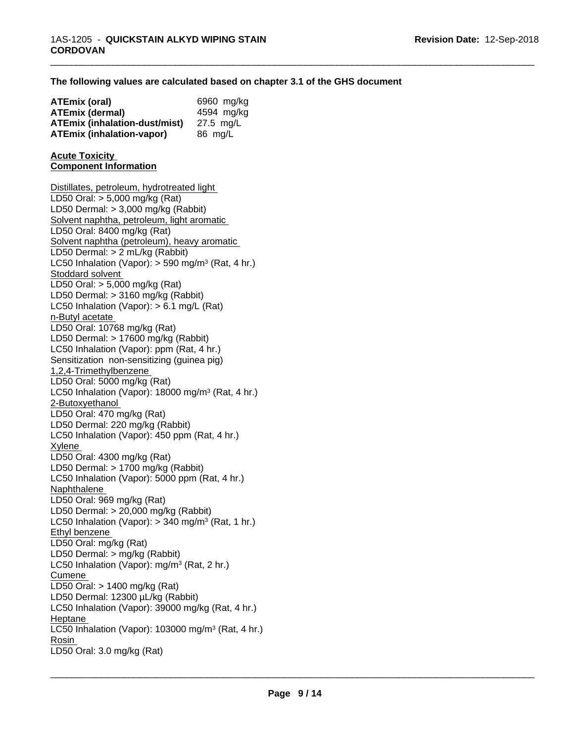**The following values are calculated based on chapter 3.1 of the GHS document**

| | |
|---|---|
| **ATEmix (oral)** | 6960 mg/kg |
| **ATEmix (dermal)** | 4594 mg/kg |
| **ATEmix (inhalation-dust/mist)** | 27.5 mg/L |
| **ATEmix (inhalation-vapor)** | 86 mg/L |

**Acute Toxicity**
**Component Information**

Distillates, petroleum, hydrotreated light
LD50 Oral: > 5,000 mg/kg (Rat)
LD50 Dermal: > 3,000 mg/kg (Rabbit)
Solvent naphtha, petroleum, light aromatic
LD50 Oral: 8400 mg/kg (Rat)
Solvent naphtha (petroleum), heavy aromatic
LD50 Dermal: > 2 mL/kg (Rabbit)
LC50 Inhalation (Vapor): > 590 mg/m³ (Rat, 4 hr.)
Stoddard solvent
LD50 Oral: > 5,000 mg/kg (Rat)
LD50 Dermal: > 3160 mg/kg (Rabbit)
LC50 Inhalation (Vapor): > 6.1 mg/L (Rat)
n-Butyl acetate
LD50 Oral: 10768 mg/kg (Rat)
LD50 Dermal: > 17600 mg/kg (Rabbit)
LC50 Inhalation (Vapor): ppm (Rat, 4 hr.)
Sensitization non-sensitizing (guinea pig)
1,2,4-Trimethylbenzene
LD50 Oral: 5000 mg/kg (Rat)
LC50 Inhalation (Vapor): 18000 mg/m³ (Rat, 4 hr.)
2-Butoxyethanol
LD50 Oral: 470 mg/kg (Rat)
LD50 Dermal: 220 mg/kg (Rabbit)
LC50 Inhalation (Vapor): 450 ppm (Rat, 4 hr.)
Xylene
LD50 Oral: 4300 mg/kg (Rat)
LD50 Dermal: > 1700 mg/kg (Rabbit)
LC50 Inhalation (Vapor): 5000 ppm (Rat, 4 hr.)
Naphthalene
LD50 Oral: 969 mg/kg (Rat)
LD50 Dermal: > 20,000 mg/kg (Rabbit)
LC50 Inhalation (Vapor): > 340 mg/m³ (Rat, 1 hr.)
Ethyl benzene
LD50 Oral: mg/kg (Rat)
LD50 Dermal: > mg/kg (Rabbit)
LC50 Inhalation (Vapor): mg/m³ (Rat, 2 hr.)
Cumene
LD50 Oral: > 1400 mg/kg (Rat)
LD50 Dermal: 12300 µL/kg (Rabbit)
LC50 Inhalation (Vapor): 39000 mg/kg (Rat, 4 hr.)
Heptane
LC50 Inhalation (Vapor): 103000 mg/m³ (Rat, 4 hr.)
Rosin
LD50 Oral: 3.0 mg/kg (Rat)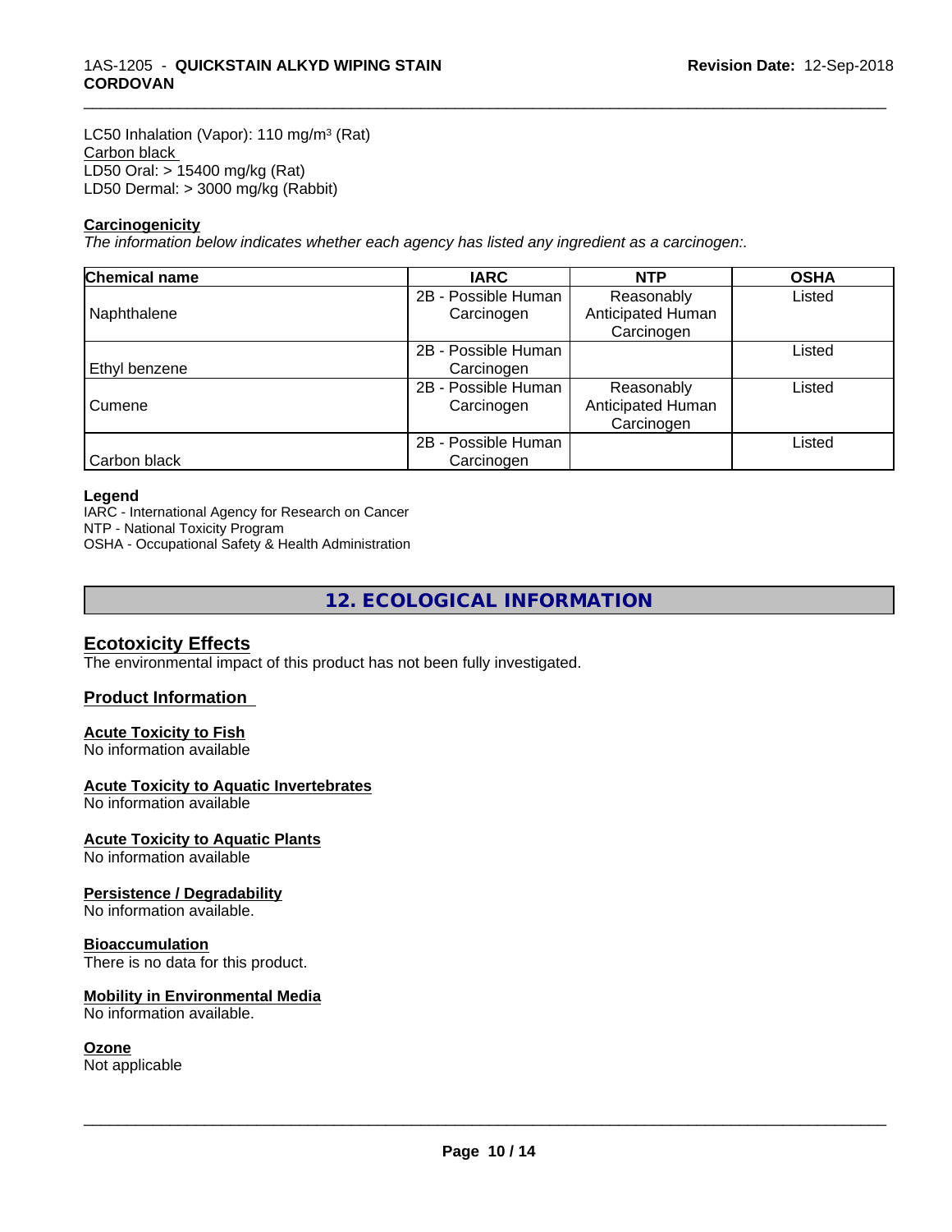LC50 Inhalation (Vapor): 110 mg/m³ (Rat)
Carbon black
LD50 Oral: > 15400 mg/kg (Rat)
LD50 Dermal: > 3000 mg/kg (Rabbit)

**Carcinogenicity**

*The information below indicates whether each agency has listed any ingredient as a carcinogen:.*

| Chemical name | IARC | NTP | OSHA |
|---|---|---|---|
| Naphthalene | 2B - Possible Human Carcinogen | Reasonably Anticipated Human Carcinogen | Listed |
| Ethyl benzene | 2B - Possible Human Carcinogen | | Listed |
| Cumene | 2B - Possible Human Carcinogen | Reasonably Anticipated Human Carcinogen | Listed |
| Carbon black | 2B - Possible Human Carcinogen | | Listed |

**Legend**

IARC - International Agency for Research on Cancer
NTP - National Toxicity Program
OSHA - Occupational Safety & Health Administration

## 12. ECOLOGICAL INFORMATION

### Ecotoxicity Effects

The environmental impact of this product has not been fully investigated.

### Product Information

**Acute Toxicity to Fish**
No information available

**Acute Toxicity to Aquatic Invertebrates**
No information available

**Acute Toxicity to Aquatic Plants**
No information available

**Persistence / Degradability**
No information available.

**Bioaccumulation**
There is no data for this product.

**Mobility in Environmental Media**
No information available.

**Ozone**
Not applicable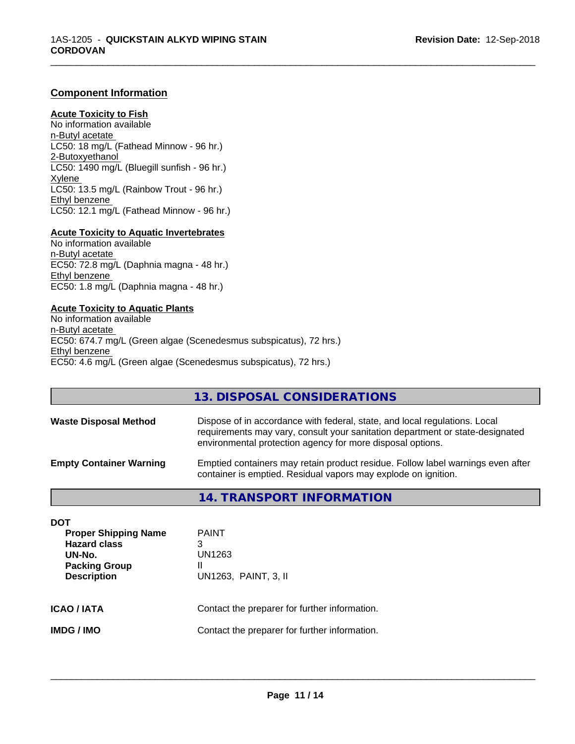### Component Information

**Acute Toxicity to Fish**
No information available
n-Butyl acetate
LC50: 18 mg/L (Fathead Minnow - 96 hr.)
2-Butoxyethanol
LC50: 1490 mg/L (Bluegill sunfish - 96 hr.)
Xylene
LC50: 13.5 mg/L (Rainbow Trout - 96 hr.)
Ethyl benzene
LC50: 12.1 mg/L (Fathead Minnow - 96 hr.)

**Acute Toxicity to Aquatic Invertebrates**
No information available
n-Butyl acetate
EC50: 72.8 mg/L (Daphnia magna - 48 hr.)
Ethyl benzene
EC50: 1.8 mg/L (Daphnia magna - 48 hr.)

**Acute Toxicity to Aquatic Plants**
No information available
n-Butyl acetate
EC50: 674.7 mg/L (Green algae (Scenedesmus subspicatus), 72 hrs.)
Ethyl benzene
EC50: 4.6 mg/L (Green algae (Scenedesmus subspicatus), 72 hrs.)

## 13. DISPOSAL CONSIDERATIONS

**Waste Disposal Method** Dispose of in accordance with federal, state, and local regulations. Local requirements may vary, consult your sanitation department or state-designated environmental protection agency for more disposal options.

**Empty Container Warning** Emptied containers may retain product residue. Follow label warnings even after container is emptied. Residual vapors may explode on ignition.

## 14. TRANSPORT INFORMATION

**DOT**

| | |
|---|---|
| **Proper Shipping Name** | PAINT |
| **Hazard class** | 3 |
| **UN-No.** | UN1263 |
| **Packing Group** | II |
| **Description** | UN1263, PAINT, 3, II |

**ICAO / IATA** Contact the preparer for further information.

**IMDG / IMO** Contact the preparer for further information.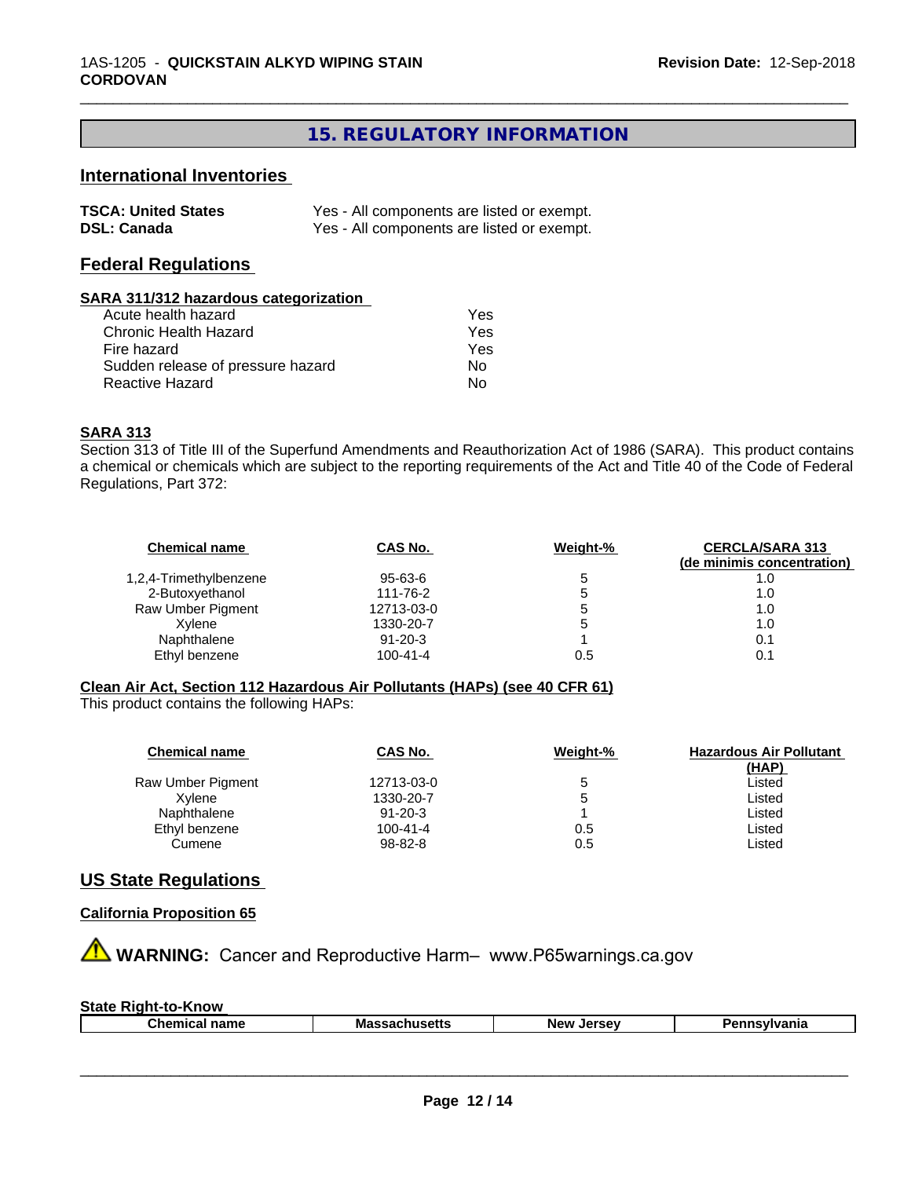## 15. REGULATORY INFORMATION

### International Inventories

| | |
|---|---|
| **TSCA: United States** | Yes - All components are listed or exempt. |
| **DSL: Canada** | Yes - All components are listed or exempt. |

### Federal Regulations

**SARA 311/312 hazardous categorization**

| | |
|---|---|
| Acute health hazard | Yes |
| Chronic Health Hazard | Yes |
| Fire hazard | Yes |
| Sudden release of pressure hazard | No |
| Reactive Hazard | No |

**SARA 313**

Section 313 of Title III of the Superfund Amendments and Reauthorization Act of 1986 (SARA). This product contains a chemical or chemicals which are subject to the reporting requirements of the Act and Title 40 of the Code of Federal Regulations, Part 372:

| Chemical name | CAS No. | Weight-% | CERCLA/SARA 313 (de minimis concentration) |
|---|---|---|---|
| 1,2,4-Trimethylbenzene | 95-63-6 | 5 | 1.0 |
| 2-Butoxyethanol | 111-76-2 | 5 | 1.0 |
| Raw Umber Pigment | 12713-03-0 | 5 | 1.0 |
| Xylene | 1330-20-7 | 5 | 1.0 |
| Naphthalene | 91-20-3 | 1 | 0.1 |
| Ethyl benzene | 100-41-4 | 0.5 | 0.1 |

**Clean Air Act, Section 112 Hazardous Air Pollutants (HAPs) (see 40 CFR 61)**

This product contains the following HAPs:

| Chemical name | CAS No. | Weight-% | Hazardous Air Pollutant (HAP) |
|---|---|---|---|
| Raw Umber Pigment | 12713-03-0 | 5 | Listed |
| Xylene | 1330-20-7 | 5 | Listed |
| Naphthalene | 91-20-3 | 1 | Listed |
| Ethyl benzene | 100-41-4 | 0.5 | Listed |
| Cumene | 98-82-8 | 0.5 | Listed |

### US State Regulations

**California Proposition 65**

⚠ **WARNING:** Cancer and Reproductive Harm– www.P65warnings.ca.gov

**State Right-to-Know**

| Chemical name | Massachusetts | New Jersey | Pennsylvania |
|---|---|---|---|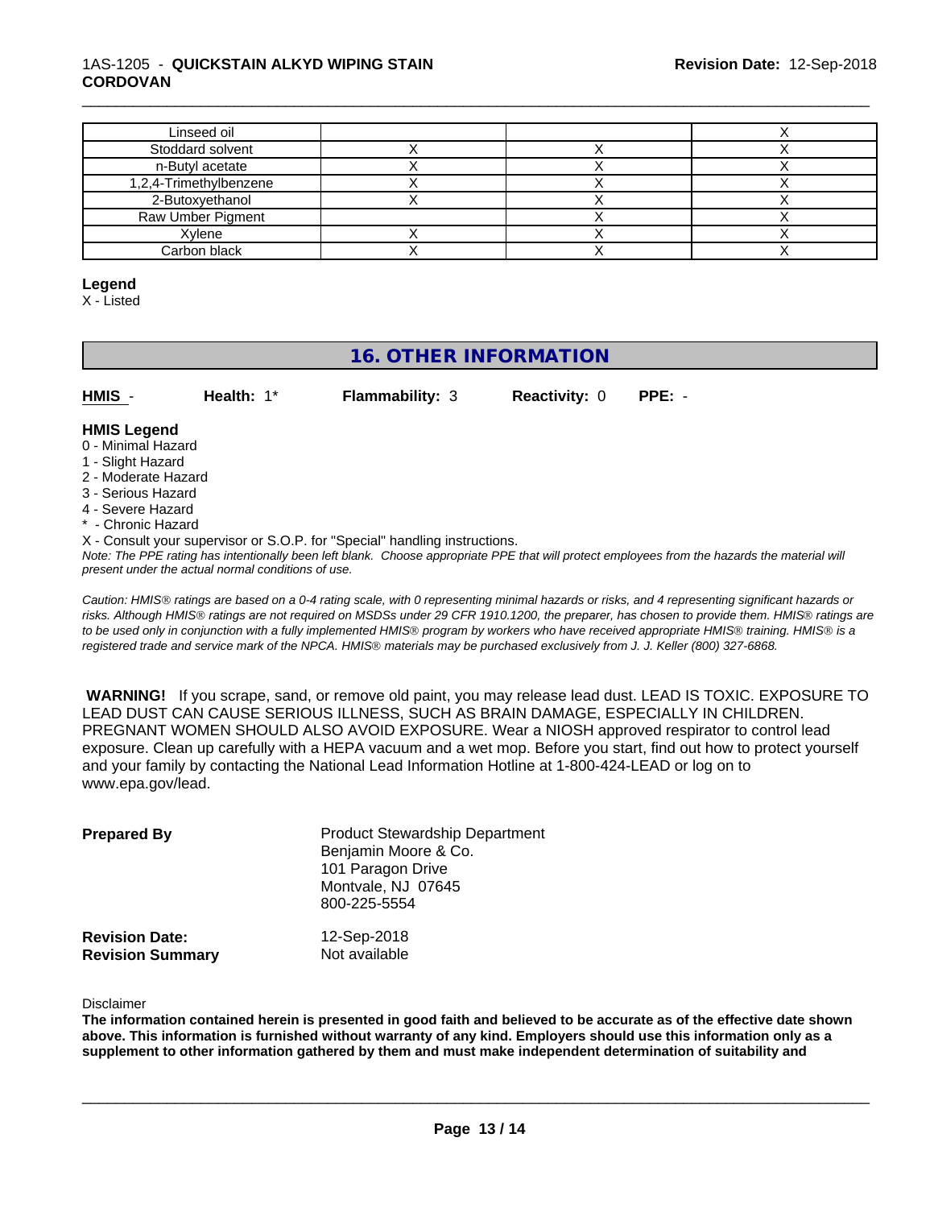| | | | |
|---|---|---|---|
| Linseed oil | | | X |
| Stoddard solvent | X | X | X |
| n-Butyl acetate | X | X | X |
| 1,2,4-Trimethylbenzene | X | X | X |
| 2-Butoxyethanol | X | X | X |
| Raw Umber Pigment | | X | X |
| Xylene | X | X | X |
| Carbon black | X | X | X |

**Legend**

X - Listed

# 16. OTHER INFORMATION

**HMIS** - **Health:** 1* **Flammability:** 3 **Reactivity:** 0 **PPE:** -

**HMIS Legend**

0 - Minimal Hazard
1 - Slight Hazard
2 - Moderate Hazard
3 - Serious Hazard
4 - Severe Hazard
* - Chronic Hazard
X - Consult your supervisor or S.O.P. for "Special" handling instructions.

*Note: The PPE rating has intentionally been left blank. Choose appropriate PPE that will protect employees from the hazards the material will present under the actual normal conditions of use.*

*Caution: HMIS® ratings are based on a 0-4 rating scale, with 0 representing minimal hazards or risks, and 4 representing significant hazards or risks. Although HMIS® ratings are not required on MSDSs under 29 CFR 1910.1200, the preparer, has chosen to provide them. HMIS® ratings are to be used only in conjunction with a fully implemented HMIS® program by workers who have received appropriate HMIS® training. HMIS® is a registered trade and service mark of the NPCA. HMIS® materials may be purchased exclusively from J. J. Keller (800) 327-6868.*

**WARNING!** If you scrape, sand, or remove old paint, you may release lead dust. LEAD IS TOXIC. EXPOSURE TO LEAD DUST CAN CAUSE SERIOUS ILLNESS, SUCH AS BRAIN DAMAGE, ESPECIALLY IN CHILDREN. PREGNANT WOMEN SHOULD ALSO AVOID EXPOSURE. Wear a NIOSH approved respirator to control lead exposure. Clean up carefully with a HEPA vacuum and a wet mop. Before you start, find out how to protect yourself and your family by contacting the National Lead Information Hotline at 1-800-424-LEAD or log on to www.epa.gov/lead.

**Prepared By**
Product Stewardship Department
Benjamin Moore & Co.
101 Paragon Drive
Montvale, NJ 07645
800-225-5554

**Revision Date:** 12-Sep-2018
**Revision Summary** Not available

Disclaimer

**The information contained herein is presented in good faith and believed to be accurate as of the effective date shown above. This information is furnished without warranty of any kind. Employers should use this information only as a supplement to other information gathered by them and must make independent determination of suitability and**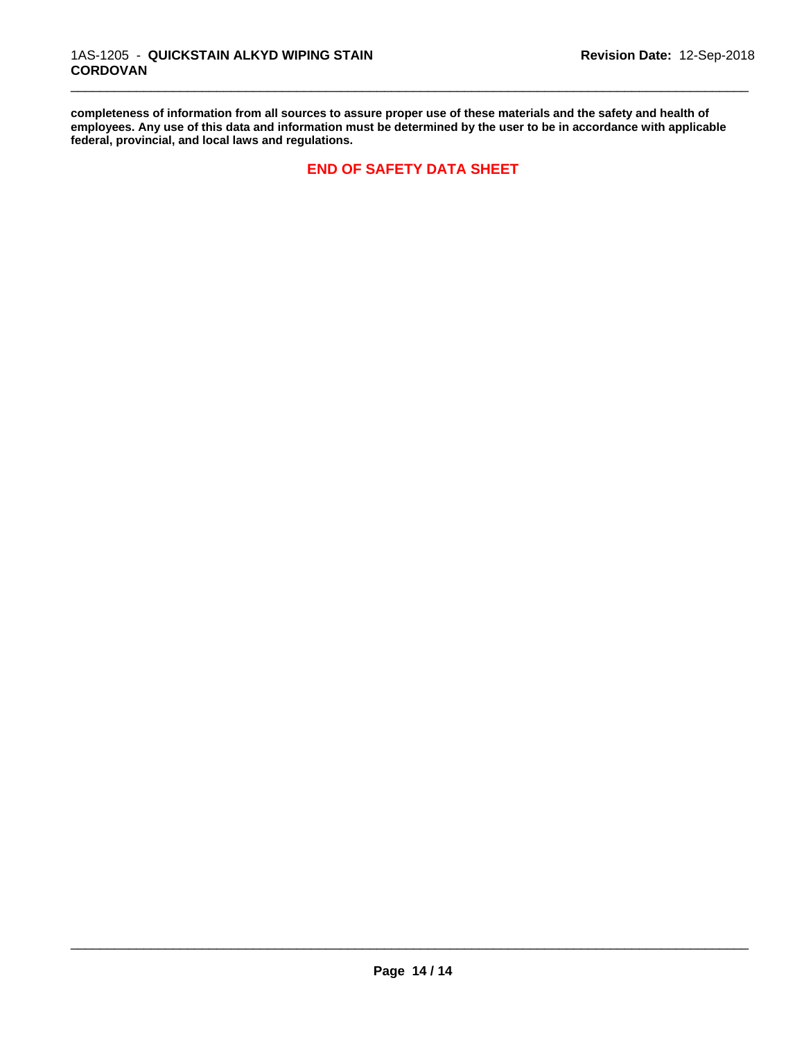**completeness of information from all sources to assure proper use of these materials and the safety and health of employees. Any use of this data and information must be determined by the user to be in accordance with applicable federal, provincial, and local laws and regulations.**

**END OF SAFETY DATA SHEET**